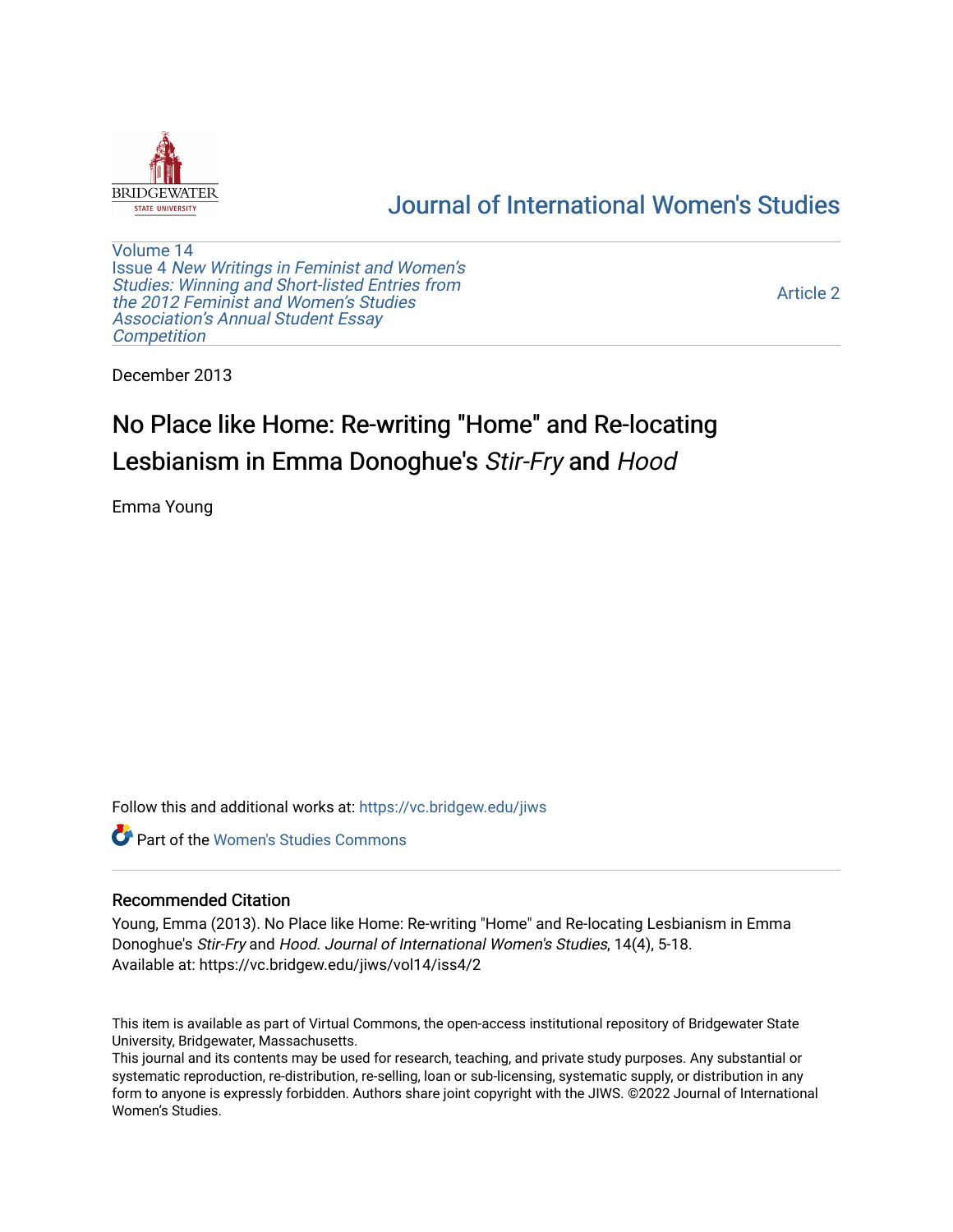Journal of International Women's Studies

Volume 14
Issue 4 *New Writings in Feminist and Women's Studies: Winning and Short-listed Entries from the 2012 Feminist and Women's Studies Association's Annual Student Essay Competition*

Article 2

December 2013

# No Place like Home: Re-writing "Home" and Re-locating Lesbianism in Emma Donoghue's *Stir-Fry* and *Hood*

Emma Young

Follow this and additional works at: https://vc.bridgew.edu/jiws

Part of the Women's Studies Commons

## Recommended Citation

Young, Emma (2013). No Place like Home: Re-writing "Home" and Re-locating Lesbianism in Emma Donoghue's *Stir-Fry* and *Hood*. *Journal of International Women's Studies*, 14(4), 5-18.
Available at: https://vc.bridgew.edu/jiws/vol14/iss4/2

This item is available as part of Virtual Commons, the open-access institutional repository of Bridgewater State University, Bridgewater, Massachusetts.
This journal and its contents may be used for research, teaching, and private study purposes. Any substantial or systematic reproduction, re-distribution, re-selling, loan or sub-licensing, systematic supply, or distribution in any form to anyone is expressly forbidden. Authors share joint copyright with the JIWS. ©2022 Journal of International Women's Studies.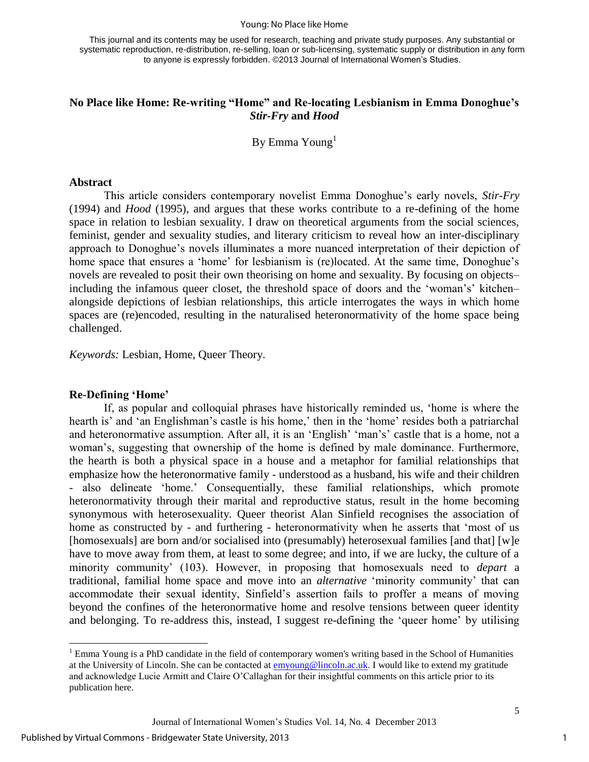## No Place like Home: Re-writing "Home" and Re-locating Lesbianism in Emma Donoghue's *Stir-Fry* and *Hood*

By Emma Young[1]

### Abstract

This article considers contemporary novelist Emma Donoghue's early novels, *Stir-Fry* (1994) and *Hood* (1995), and argues that these works contribute to a re-defining of the home space in relation to lesbian sexuality. I draw on theoretical arguments from the social sciences, feminist, gender and sexuality studies, and literary criticism to reveal how an inter-disciplinary approach to Donoghue's novels illuminates a more nuanced interpretation of their depiction of home space that ensures a 'home' for lesbianism is (re)located. At the same time, Donoghue's novels are revealed to posit their own theorising on home and sexuality. By focusing on objects– including the infamous queer closet, the threshold space of doors and the 'woman's' kitchen– alongside depictions of lesbian relationships, this article interrogates the ways in which home spaces are (re)encoded, resulting in the naturalised heteronormativity of the home space being challenged.

*Keywords:* Lesbian, Home, Queer Theory.

### Re-Defining 'Home'

If, as popular and colloquial phrases have historically reminded us, 'home is where the hearth is' and 'an Englishman's castle is his home,' then in the 'home' resides both a patriarchal and heteronormative assumption. After all, it is an 'English' 'man's' castle that is a home, not a woman's, suggesting that ownership of the home is defined by male dominance. Furthermore, the hearth is both a physical space in a house and a metaphor for familial relationships that emphasize how the heteronormative family - understood as a husband, his wife and their children - also delineate 'home.' Consequentially, these familial relationships, which promote heteronormativity through their marital and reproductive status, result in the home becoming synonymous with heterosexuality. Queer theorist Alan Sinfield recognises the association of home as constructed by - and furthering - heteronormativity when he asserts that 'most of us [homosexuals] are born and/or socialised into (presumably) heterosexual families [and that] [w]e have to move away from them, at least to some degree; and into, if we are lucky, the culture of a minority community' (103). However, in proposing that homosexuals need to *depart* a traditional, familial home space and move into an *alternative* 'minority community' that can accommodate their sexual identity, Sinfield's assertion fails to proffer a means of moving beyond the confines of the heteronormative home and resolve tensions between queer identity and belonging. To re-address this, instead, I suggest re-defining the 'queer home' by utilising

[1] Emma Young is a PhD candidate in the field of contemporary women's writing based in the School of Humanities at the University of Lincoln. She can be contacted at emyoung@lincoln.ac.uk. I would like to extend my gratitude and acknowledge Lucie Armitt and Claire O'Callaghan for their insightful comments on this article prior to its publication here.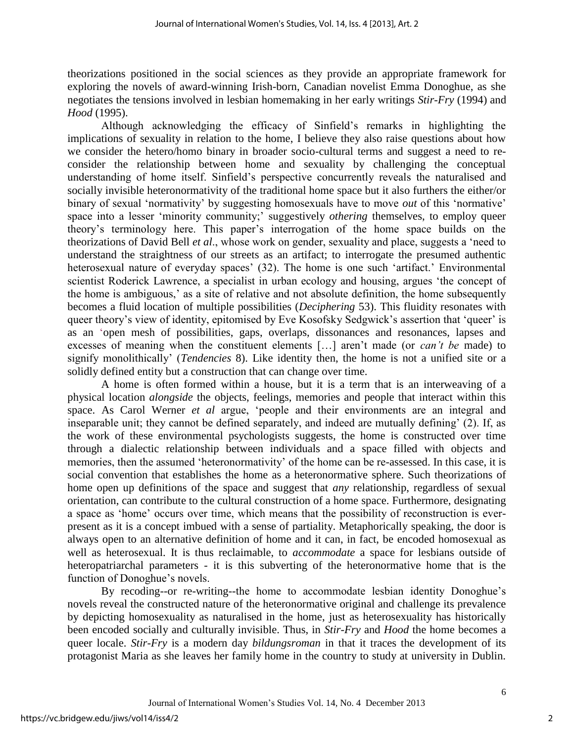theorizations positioned in the social sciences as they provide an appropriate framework for exploring the novels of award-winning Irish-born, Canadian novelist Emma Donoghue, as she negotiates the tensions involved in lesbian homemaking in her early writings *Stir-Fry* (1994) and *Hood* (1995).

Although acknowledging the efficacy of Sinfield's remarks in highlighting the implications of sexuality in relation to the home, I believe they also raise questions about how we consider the hetero/homo binary in broader socio-cultural terms and suggest a need to re-consider the relationship between home and sexuality by challenging the conceptual understanding of home itself. Sinfield's perspective concurrently reveals the naturalised and socially invisible heteronormativity of the traditional home space but it also furthers the either/or binary of sexual 'normativity' by suggesting homosexuals have to move *out* of this 'normative' space into a lesser 'minority community;' suggestively *othering* themselves, to employ queer theory's terminology here. This paper's interrogation of the home space builds on the theorizations of David Bell *et al*., whose work on gender, sexuality and place, suggests a 'need to understand the straightness of our streets as an artifact; to interrogate the presumed authentic heterosexual nature of everyday spaces' (32). The home is one such 'artifact.' Environmental scientist Roderick Lawrence, a specialist in urban ecology and housing, argues 'the concept of the home is ambiguous,' as a site of relative and not absolute definition, the home subsequently becomes a fluid location of multiple possibilities (*Deciphering* 53). This fluidity resonates with queer theory's view of identity, epitomised by Eve Kosofsky Sedgwick's assertion that 'queer' is as an 'open mesh of possibilities, gaps, overlaps, dissonances and resonances, lapses and excesses of meaning when the constituent elements […] aren't made (or *can't be* made) to signify monolithically' (*Tendencies* 8). Like identity then, the home is not a unified site or a solidly defined entity but a construction that can change over time.

A home is often formed within a house, but it is a term that is an interweaving of a physical location *alongside* the objects, feelings, memories and people that interact within this space. As Carol Werner *et al* argue, 'people and their environments are an integral and inseparable unit; they cannot be defined separately, and indeed are mutually defining' (2). If, as the work of these environmental psychologists suggests, the home is constructed over time through a dialectic relationship between individuals and a space filled with objects and memories, then the assumed 'heteronormativity' of the home can be re-assessed. In this case, it is social convention that establishes the home as a heteronormative sphere. Such theorizations of home open up definitions of the space and suggest that *any* relationship, regardless of sexual orientation, can contribute to the cultural construction of a home space. Furthermore, designating a space as 'home' occurs over time, which means that the possibility of reconstruction is ever-present as it is a concept imbued with a sense of partiality. Metaphorically speaking, the door is always open to an alternative definition of home and it can, in fact, be encoded homosexual as well as heterosexual. It is thus reclaimable, to *accommodate* a space for lesbians outside of heteropatriarchal parameters - it is this subverting of the heteronormative home that is the function of Donoghue's novels.

By recoding--or re-writing--the home to accommodate lesbian identity Donoghue's novels reveal the constructed nature of the heteronormative original and challenge its prevalence by depicting homosexuality as naturalised in the home, just as heterosexuality has historically been encoded socially and culturally invisible. Thus, in *Stir-Fry* and *Hood* the home becomes a queer locale. *Stir-Fry* is a modern day *bildungsroman* in that it traces the development of its protagonist Maria as she leaves her family home in the country to study at university in Dublin.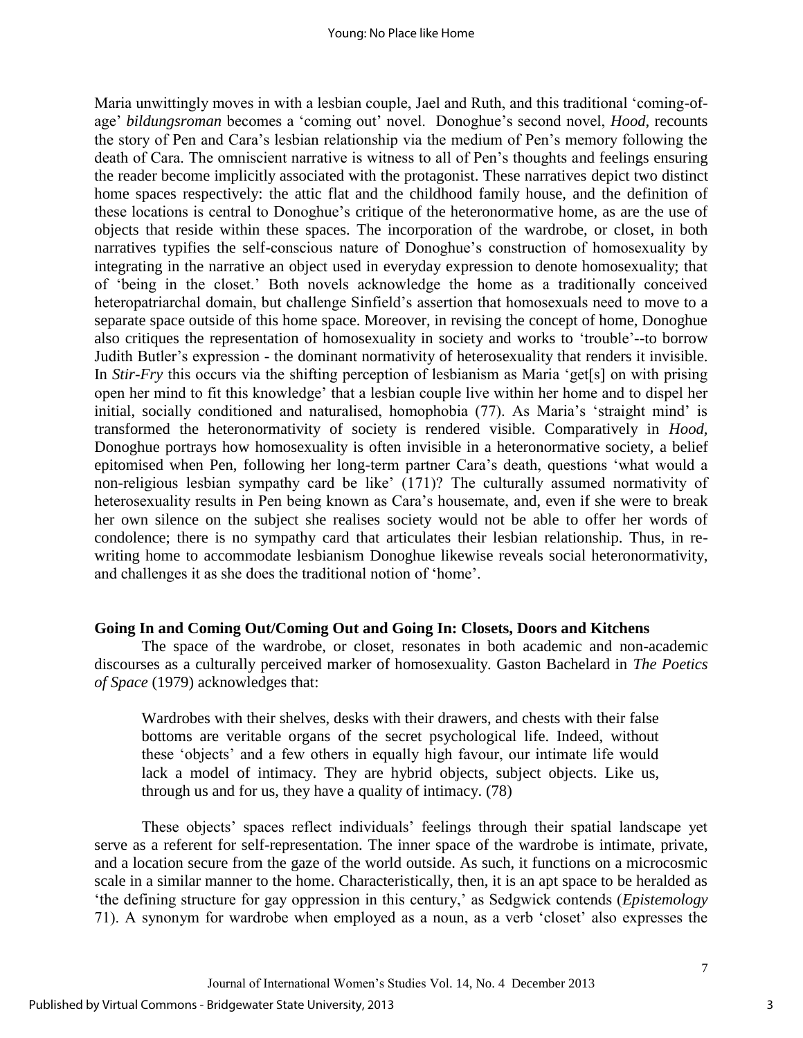Maria unwittingly moves in with a lesbian couple, Jael and Ruth, and this traditional 'coming-of-age' *bildungsroman* becomes a 'coming out' novel. Donoghue's second novel, *Hood*, recounts the story of Pen and Cara's lesbian relationship via the medium of Pen's memory following the death of Cara. The omniscient narrative is witness to all of Pen's thoughts and feelings ensuring the reader become implicitly associated with the protagonist. These narratives depict two distinct home spaces respectively: the attic flat and the childhood family house, and the definition of these locations is central to Donoghue's critique of the heteronormative home, as are the use of objects that reside within these spaces. The incorporation of the wardrobe, or closet, in both narratives typifies the self-conscious nature of Donoghue's construction of homosexuality by integrating in the narrative an object used in everyday expression to denote homosexuality; that of 'being in the closet.' Both novels acknowledge the home as a traditionally conceived heteropatriarchal domain, but challenge Sinfield's assertion that homosexuals need to move to a separate space outside of this home space. Moreover, in revising the concept of home, Donoghue also critiques the representation of homosexuality in society and works to 'trouble'--to borrow Judith Butler's expression - the dominant normativity of heterosexuality that renders it invisible. In *Stir-Fry* this occurs via the shifting perception of lesbianism as Maria 'get[s] on with prising open her mind to fit this knowledge' that a lesbian couple live within her home and to dispel her initial, socially conditioned and naturalised, homophobia (77). As Maria's 'straight mind' is transformed the heteronormativity of society is rendered visible. Comparatively in *Hood,* Donoghue portrays how homosexuality is often invisible in a heteronormative society, a belief epitomised when Pen, following her long-term partner Cara's death, questions 'what would a non-religious lesbian sympathy card be like' (171)? The culturally assumed normativity of heterosexuality results in Pen being known as Cara's housemate, and, even if she were to break her own silence on the subject she realises society would not be able to offer her words of condolence; there is no sympathy card that articulates their lesbian relationship. Thus, in re-writing home to accommodate lesbianism Donoghue likewise reveals social heteronormativity, and challenges it as she does the traditional notion of 'home'.

## Going In and Coming Out/Coming Out and Going In: Closets, Doors and Kitchens

The space of the wardrobe, or closet, resonates in both academic and non-academic discourses as a culturally perceived marker of homosexuality. Gaston Bachelard in *The Poetics of Space* (1979) acknowledges that:

> Wardrobes with their shelves, desks with their drawers, and chests with their false bottoms are veritable organs of the secret psychological life. Indeed, without these 'objects' and a few others in equally high favour, our intimate life would lack a model of intimacy. They are hybrid objects, subject objects. Like us, through us and for us, they have a quality of intimacy. (78)

These objects' spaces reflect individuals' feelings through their spatial landscape yet serve as a referent for self-representation. The inner space of the wardrobe is intimate, private, and a location secure from the gaze of the world outside. As such, it functions on a microcosmic scale in a similar manner to the home. Characteristically, then, it is an apt space to be heralded as 'the defining structure for gay oppression in this century,' as Sedgwick contends (*Epistemology* 71). A synonym for wardrobe when employed as a noun, as a verb 'closet' also expresses the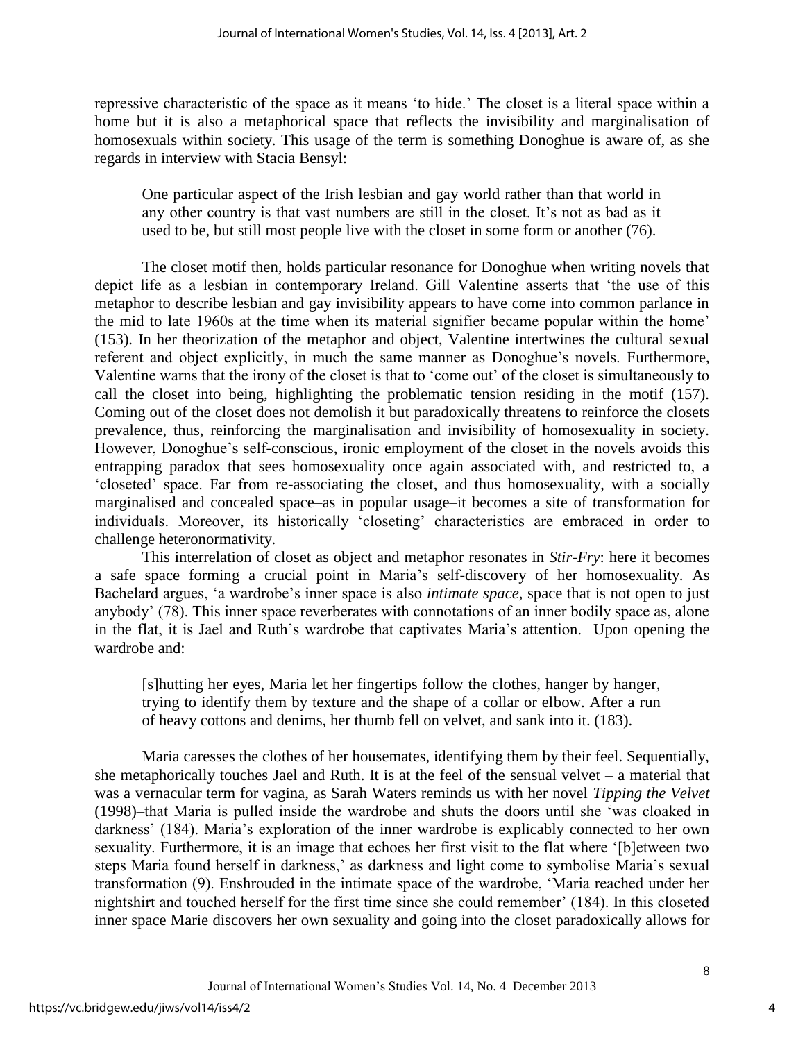repressive characteristic of the space as it means 'to hide.' The closet is a literal space within a home but it is also a metaphorical space that reflects the invisibility and marginalisation of homosexuals within society. This usage of the term is something Donoghue is aware of, as she regards in interview with Stacia Bensyl:

> One particular aspect of the Irish lesbian and gay world rather than that world in any other country is that vast numbers are still in the closet. It's not as bad as it used to be, but still most people live with the closet in some form or another (76).

The closet motif then, holds particular resonance for Donoghue when writing novels that depict life as a lesbian in contemporary Ireland. Gill Valentine asserts that 'the use of this metaphor to describe lesbian and gay invisibility appears to have come into common parlance in the mid to late 1960s at the time when its material signifier became popular within the home' (153). In her theorization of the metaphor and object, Valentine intertwines the cultural sexual referent and object explicitly, in much the same manner as Donoghue's novels. Furthermore, Valentine warns that the irony of the closet is that to 'come out' of the closet is simultaneously to call the closet into being, highlighting the problematic tension residing in the motif (157). Coming out of the closet does not demolish it but paradoxically threatens to reinforce the closets prevalence, thus, reinforcing the marginalisation and invisibility of homosexuality in society. However, Donoghue's self-conscious, ironic employment of the closet in the novels avoids this entrapping paradox that sees homosexuality once again associated with, and restricted to, a 'closeted' space. Far from re-associating the closet, and thus homosexuality, with a socially marginalised and concealed space–as in popular usage–it becomes a site of transformation for individuals. Moreover, its historically 'closeting' characteristics are embraced in order to challenge heteronormativity.

This interrelation of closet as object and metaphor resonates in *Stir-Fry*: here it becomes a safe space forming a crucial point in Maria's self-discovery of her homosexuality. As Bachelard argues, 'a wardrobe's inner space is also *intimate space*, space that is not open to just anybody' (78). This inner space reverberates with connotations of an inner bodily space as, alone in the flat, it is Jael and Ruth's wardrobe that captivates Maria's attention. Upon opening the wardrobe and:

> [s]hutting her eyes, Maria let her fingertips follow the clothes, hanger by hanger, trying to identify them by texture and the shape of a collar or elbow. After a run of heavy cottons and denims, her thumb fell on velvet, and sank into it. (183).

Maria caresses the clothes of her housemates, identifying them by their feel. Sequentially, she metaphorically touches Jael and Ruth. It is at the feel of the sensual velvet – a material that was a vernacular term for vagina, as Sarah Waters reminds us with her novel *Tipping the Velvet* (1998)–that Maria is pulled inside the wardrobe and shuts the doors until she 'was cloaked in darkness' (184). Maria's exploration of the inner wardrobe is explicably connected to her own sexuality. Furthermore, it is an image that echoes her first visit to the flat where '[b]etween two steps Maria found herself in darkness,' as darkness and light come to symbolise Maria's sexual transformation (9). Enshrouded in the intimate space of the wardrobe, 'Maria reached under her nightshirt and touched herself for the first time since she could remember' (184). In this closeted inner space Marie discovers her own sexuality and going into the closet paradoxically allows for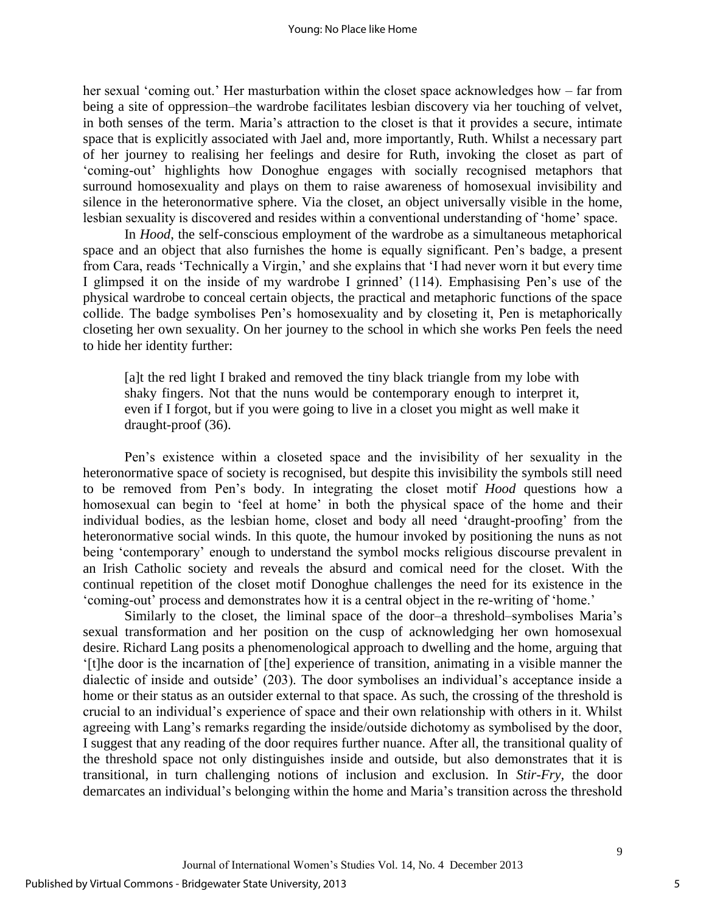her sexual 'coming out.' Her masturbation within the closet space acknowledges how – far from being a site of oppression–the wardrobe facilitates lesbian discovery via her touching of velvet, in both senses of the term. Maria's attraction to the closet is that it provides a secure, intimate space that is explicitly associated with Jael and, more importantly, Ruth. Whilst a necessary part of her journey to realising her feelings and desire for Ruth, invoking the closet as part of 'coming-out' highlights how Donoghue engages with socially recognised metaphors that surround homosexuality and plays on them to raise awareness of homosexual invisibility and silence in the heteronormative sphere. Via the closet, an object universally visible in the home, lesbian sexuality is discovered and resides within a conventional understanding of 'home' space.

In *Hood*, the self-conscious employment of the wardrobe as a simultaneous metaphorical space and an object that also furnishes the home is equally significant. Pen's badge, a present from Cara, reads 'Technically a Virgin,' and she explains that 'I had never worn it but every time I glimpsed it on the inside of my wardrobe I grinned' (114). Emphasising Pen's use of the physical wardrobe to conceal certain objects, the practical and metaphoric functions of the space collide. The badge symbolises Pen's homosexuality and by closeting it, Pen is metaphorically closeting her own sexuality. On her journey to the school in which she works Pen feels the need to hide her identity further:

> [a]t the red light I braked and removed the tiny black triangle from my lobe with shaky fingers. Not that the nuns would be contemporary enough to interpret it, even if I forgot, but if you were going to live in a closet you might as well make it draught-proof (36).

Pen's existence within a closeted space and the invisibility of her sexuality in the heteronormative space of society is recognised, but despite this invisibility the symbols still need to be removed from Pen's body. In integrating the closet motif *Hood* questions how a homosexual can begin to 'feel at home' in both the physical space of the home and their individual bodies, as the lesbian home, closet and body all need 'draught-proofing' from the heteronormative social winds. In this quote, the humour invoked by positioning the nuns as not being 'contemporary' enough to understand the symbol mocks religious discourse prevalent in an Irish Catholic society and reveals the absurd and comical need for the closet. With the continual repetition of the closet motif Donoghue challenges the need for its existence in the 'coming-out' process and demonstrates how it is a central object in the re-writing of 'home.'

Similarly to the closet, the liminal space of the door–a threshold–symbolises Maria's sexual transformation and her position on the cusp of acknowledging her own homosexual desire. Richard Lang posits a phenomenological approach to dwelling and the home, arguing that '[t]he door is the incarnation of [the] experience of transition, animating in a visible manner the dialectic of inside and outside' (203). The door symbolises an individual's acceptance inside a home or their status as an outsider external to that space. As such, the crossing of the threshold is crucial to an individual's experience of space and their own relationship with others in it. Whilst agreeing with Lang's remarks regarding the inside/outside dichotomy as symbolised by the door, I suggest that any reading of the door requires further nuance. After all, the transitional quality of the threshold space not only distinguishes inside and outside, but also demonstrates that it is transitional, in turn challenging notions of inclusion and exclusion. In *Stir-Fry*, the door demarcates an individual's belonging within the home and Maria's transition across the threshold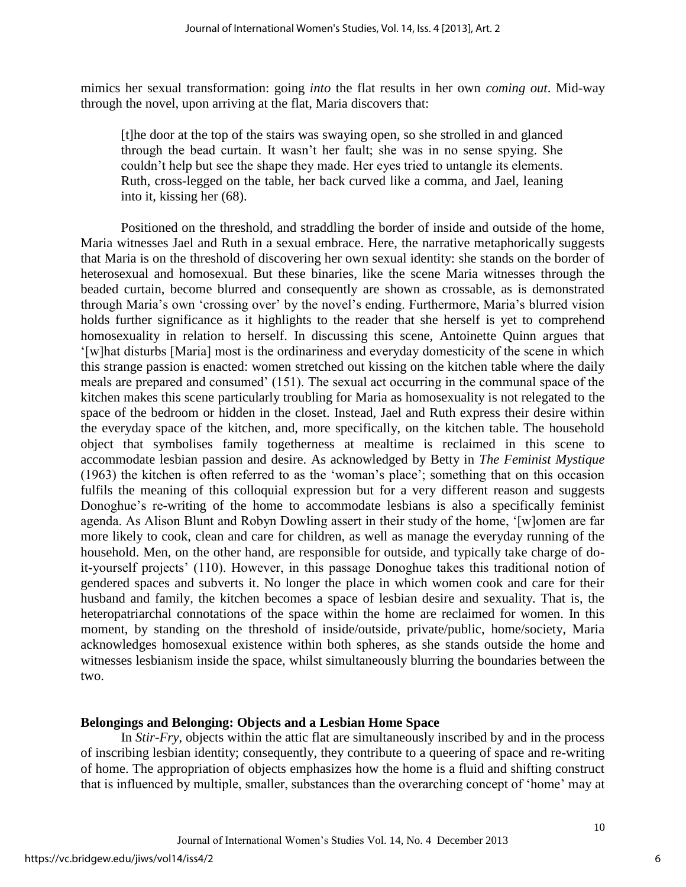mimics her sexual transformation: going *into* the flat results in her own *coming out*. Mid-way through the novel, upon arriving at the flat, Maria discovers that:

> [t]he door at the top of the stairs was swaying open, so she strolled in and glanced through the bead curtain. It wasn't her fault; she was in no sense spying. She couldn't help but see the shape they made. Her eyes tried to untangle its elements. Ruth, cross-legged on the table, her back curved like a comma, and Jael, leaning into it, kissing her (68).

Positioned on the threshold, and straddling the border of inside and outside of the home, Maria witnesses Jael and Ruth in a sexual embrace. Here, the narrative metaphorically suggests that Maria is on the threshold of discovering her own sexual identity: she stands on the border of heterosexual and homosexual. But these binaries, like the scene Maria witnesses through the beaded curtain, become blurred and consequently are shown as crossable, as is demonstrated through Maria's own 'crossing over' by the novel's ending. Furthermore, Maria's blurred vision holds further significance as it highlights to the reader that she herself is yet to comprehend homosexuality in relation to herself. In discussing this scene, Antoinette Quinn argues that '[w]hat disturbs [Maria] most is the ordinariness and everyday domesticity of the scene in which this strange passion is enacted: women stretched out kissing on the kitchen table where the daily meals are prepared and consumed' (151). The sexual act occurring in the communal space of the kitchen makes this scene particularly troubling for Maria as homosexuality is not relegated to the space of the bedroom or hidden in the closet. Instead, Jael and Ruth express their desire within the everyday space of the kitchen, and, more specifically, on the kitchen table. The household object that symbolises family togetherness at mealtime is reclaimed in this scene to accommodate lesbian passion and desire. As acknowledged by Betty in *The Feminist Mystique* (1963) the kitchen is often referred to as the 'woman's place'; something that on this occasion fulfils the meaning of this colloquial expression but for a very different reason and suggests Donoghue's re-writing of the home to accommodate lesbians is also a specifically feminist agenda. As Alison Blunt and Robyn Dowling assert in their study of the home, '[w]omen are far more likely to cook, clean and care for children, as well as manage the everyday running of the household. Men, on the other hand, are responsible for outside, and typically take charge of do-it-yourself projects' (110). However, in this passage Donoghue takes this traditional notion of gendered spaces and subverts it. No longer the place in which women cook and care for their husband and family, the kitchen becomes a space of lesbian desire and sexuality. That is, the heteropatriarchal connotations of the space within the home are reclaimed for women. In this moment, by standing on the threshold of inside/outside, private/public, home/society, Maria acknowledges homosexual existence within both spheres, as she stands outside the home and witnesses lesbianism inside the space, whilst simultaneously blurring the boundaries between the two.

## Belongings and Belonging: Objects and a Lesbian Home Space

In *Stir-Fry*, objects within the attic flat are simultaneously inscribed by and in the process of inscribing lesbian identity; consequently, they contribute to a queering of space and re-writing of home. The appropriation of objects emphasizes how the home is a fluid and shifting construct that is influenced by multiple, smaller, substances than the overarching concept of 'home' may at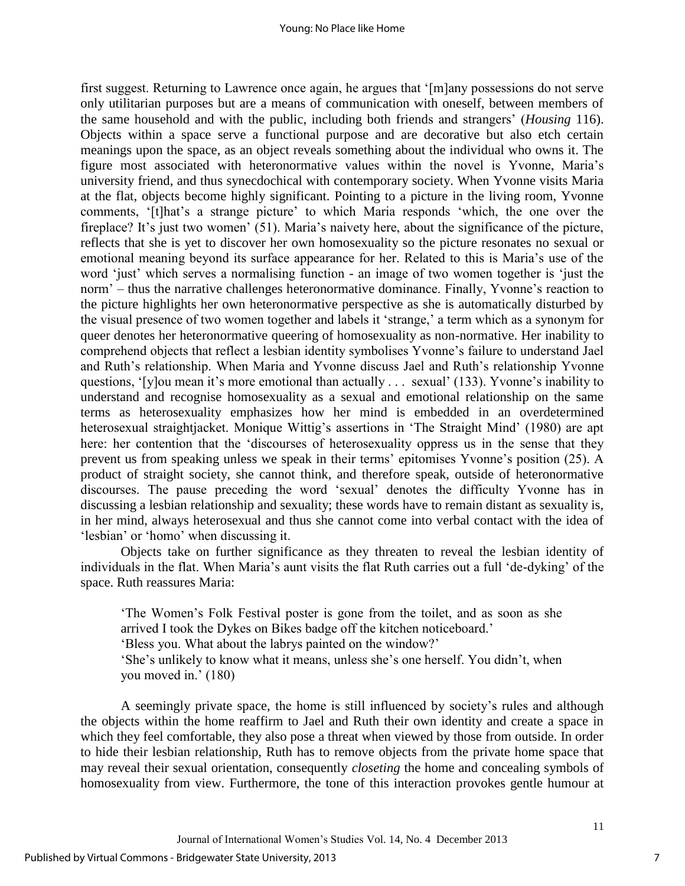first suggest. Returning to Lawrence once again, he argues that '[m]any possessions do not serve only utilitarian purposes but are a means of communication with oneself, between members of the same household and with the public, including both friends and strangers' (*Housing* 116). Objects within a space serve a functional purpose and are decorative but also etch certain meanings upon the space, as an object reveals something about the individual who owns it. The figure most associated with heteronormative values within the novel is Yvonne, Maria's university friend, and thus synecdochical with contemporary society. When Yvonne visits Maria at the flat, objects become highly significant. Pointing to a picture in the living room, Yvonne comments, '[t]hat's a strange picture' to which Maria responds 'which, the one over the fireplace? It's just two women' (51). Maria's naivety here, about the significance of the picture, reflects that she is yet to discover her own homosexuality so the picture resonates no sexual or emotional meaning beyond its surface appearance for her. Related to this is Maria's use of the word 'just' which serves a normalising function - an image of two women together is 'just the norm' – thus the narrative challenges heteronormative dominance. Finally, Yvonne's reaction to the picture highlights her own heteronormative perspective as she is automatically disturbed by the visual presence of two women together and labels it 'strange,' a term which as a synonym for queer denotes her heteronormative queering of homosexuality as non-normative. Her inability to comprehend objects that reflect a lesbian identity symbolises Yvonne's failure to understand Jael and Ruth's relationship. When Maria and Yvonne discuss Jael and Ruth's relationship Yvonne questions, '[y]ou mean it's more emotional than actually . . . sexual' (133). Yvonne's inability to understand and recognise homosexuality as a sexual and emotional relationship on the same terms as heterosexuality emphasizes how her mind is embedded in an overdetermined heterosexual straightjacket. Monique Wittig's assertions in 'The Straight Mind' (1980) are apt here: her contention that the 'discourses of heterosexuality oppress us in the sense that they prevent us from speaking unless we speak in their terms' epitomises Yvonne's position (25). A product of straight society, she cannot think, and therefore speak, outside of heteronormative discourses. The pause preceding the word 'sexual' denotes the difficulty Yvonne has in discussing a lesbian relationship and sexuality; these words have to remain distant as sexuality is, in her mind, always heterosexual and thus she cannot come into verbal contact with the idea of 'lesbian' or 'homo' when discussing it.

Objects take on further significance as they threaten to reveal the lesbian identity of individuals in the flat. When Maria's aunt visits the flat Ruth carries out a full 'de-dyking' of the space. Ruth reassures Maria:

> 'The Women's Folk Festival poster is gone from the toilet, and as soon as she arrived I took the Dykes on Bikes badge off the kitchen noticeboard.'
> 'Bless you. What about the labrys painted on the window?'
> 'She's unlikely to know what it means, unless she's one herself. You didn't, when you moved in.' (180)

A seemingly private space, the home is still influenced by society's rules and although the objects within the home reaffirm to Jael and Ruth their own identity and create a space in which they feel comfortable, they also pose a threat when viewed by those from outside. In order to hide their lesbian relationship, Ruth has to remove objects from the private home space that may reveal their sexual orientation, consequently *closeting* the home and concealing symbols of homosexuality from view. Furthermore, the tone of this interaction provokes gentle humour at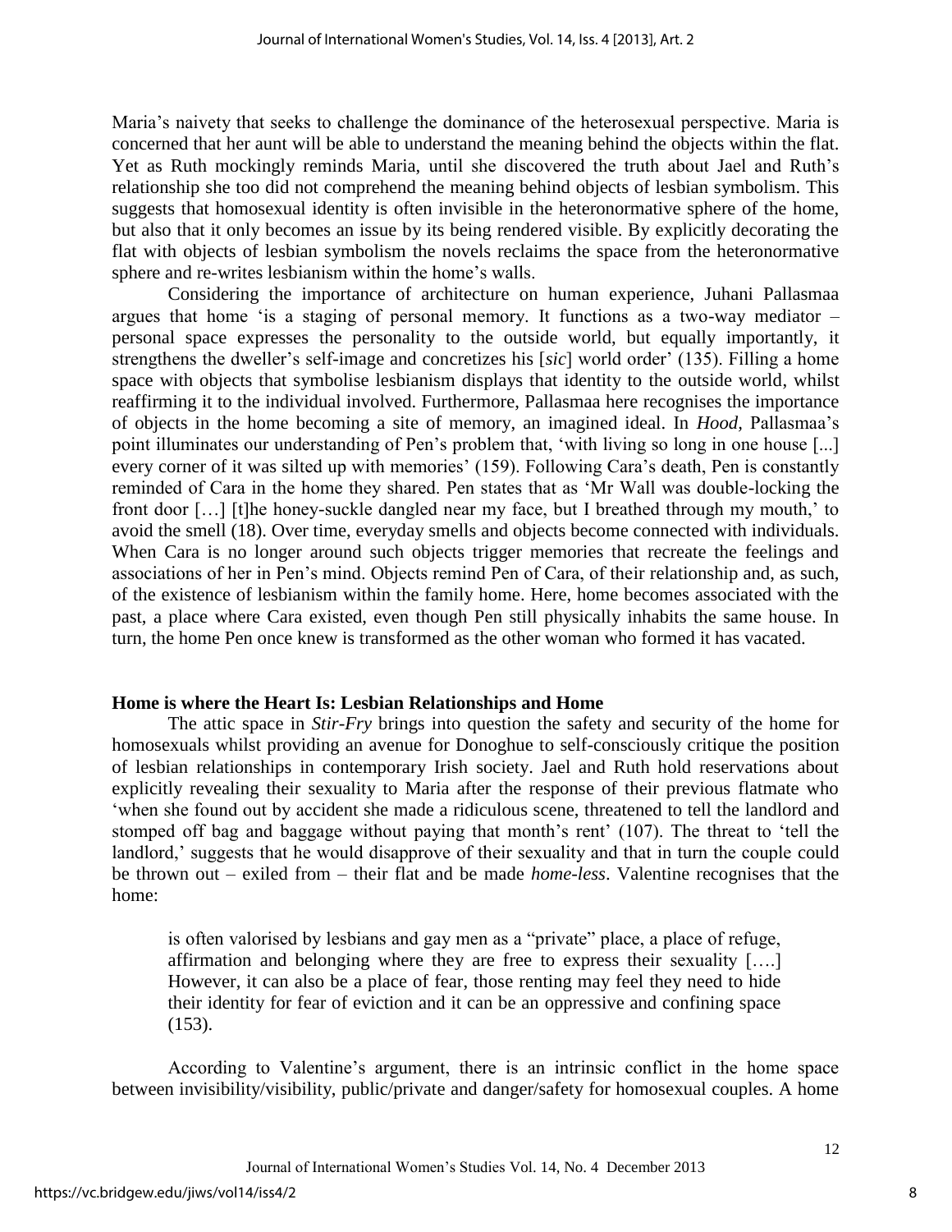Maria's naivety that seeks to challenge the dominance of the heterosexual perspective. Maria is concerned that her aunt will be able to understand the meaning behind the objects within the flat. Yet as Ruth mockingly reminds Maria, until she discovered the truth about Jael and Ruth's relationship she too did not comprehend the meaning behind objects of lesbian symbolism. This suggests that homosexual identity is often invisible in the heteronormative sphere of the home, but also that it only becomes an issue by its being rendered visible. By explicitly decorating the flat with objects of lesbian symbolism the novels reclaims the space from the heteronormative sphere and re-writes lesbianism within the home's walls.

Considering the importance of architecture on human experience, Juhani Pallasmaa argues that home 'is a staging of personal memory. It functions as a two-way mediator – personal space expresses the personality to the outside world, but equally importantly, it strengthens the dweller's self-image and concretizes his [*sic*] world order' (135). Filling a home space with objects that symbolise lesbianism displays that identity to the outside world, whilst reaffirming it to the individual involved. Furthermore, Pallasmaa here recognises the importance of objects in the home becoming a site of memory, an imagined ideal. In *Hood,* Pallasmaa's point illuminates our understanding of Pen's problem that, 'with living so long in one house [...] every corner of it was silted up with memories' (159). Following Cara's death, Pen is constantly reminded of Cara in the home they shared. Pen states that as 'Mr Wall was double-locking the front door […] [t]he honey-suckle dangled near my face, but I breathed through my mouth,' to avoid the smell (18). Over time, everyday smells and objects become connected with individuals. When Cara is no longer around such objects trigger memories that recreate the feelings and associations of her in Pen's mind. Objects remind Pen of Cara, of their relationship and, as such, of the existence of lesbianism within the family home. Here, home becomes associated with the past, a place where Cara existed, even though Pen still physically inhabits the same house. In turn, the home Pen once knew is transformed as the other woman who formed it has vacated.

## Home is where the Heart Is: Lesbian Relationships and Home

The attic space in *Stir-Fry* brings into question the safety and security of the home for homosexuals whilst providing an avenue for Donoghue to self-consciously critique the position of lesbian relationships in contemporary Irish society. Jael and Ruth hold reservations about explicitly revealing their sexuality to Maria after the response of their previous flatmate who 'when she found out by accident she made a ridiculous scene, threatened to tell the landlord and stomped off bag and baggage without paying that month's rent' (107). The threat to 'tell the landlord,' suggests that he would disapprove of their sexuality and that in turn the couple could be thrown out – exiled from – their flat and be made *home-less*. Valentine recognises that the home:

> is often valorised by lesbians and gay men as a "private" place, a place of refuge, affirmation and belonging where they are free to express their sexuality [….] However, it can also be a place of fear, those renting may feel they need to hide their identity for fear of eviction and it can be an oppressive and confining space (153).

According to Valentine's argument, there is an intrinsic conflict in the home space between invisibility/visibility, public/private and danger/safety for homosexual couples. A home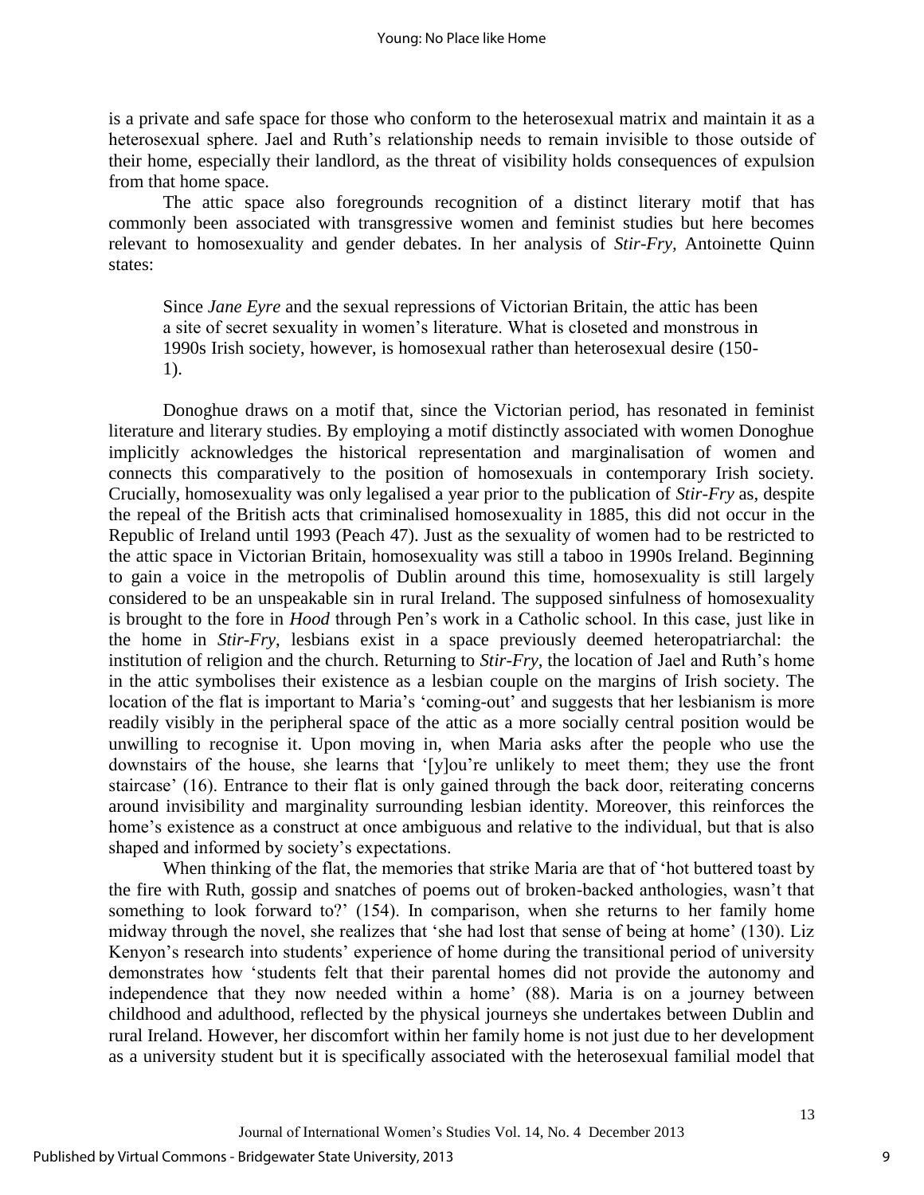is a private and safe space for those who conform to the heterosexual matrix and maintain it as a heterosexual sphere. Jael and Ruth's relationship needs to remain invisible to those outside of their home, especially their landlord, as the threat of visibility holds consequences of expulsion from that home space.

The attic space also foregrounds recognition of a distinct literary motif that has commonly been associated with transgressive women and feminist studies but here becomes relevant to homosexuality and gender debates. In her analysis of *Stir-Fry,* Antoinette Quinn states:

> Since *Jane Eyre* and the sexual repressions of Victorian Britain, the attic has been a site of secret sexuality in women's literature. What is closeted and monstrous in 1990s Irish society, however, is homosexual rather than heterosexual desire (150-1).

Donoghue draws on a motif that, since the Victorian period, has resonated in feminist literature and literary studies. By employing a motif distinctly associated with women Donoghue implicitly acknowledges the historical representation and marginalisation of women and connects this comparatively to the position of homosexuals in contemporary Irish society. Crucially, homosexuality was only legalised a year prior to the publication of *Stir-Fry* as, despite the repeal of the British acts that criminalised homosexuality in 1885, this did not occur in the Republic of Ireland until 1993 (Peach 47). Just as the sexuality of women had to be restricted to the attic space in Victorian Britain, homosexuality was still a taboo in 1990s Ireland. Beginning to gain a voice in the metropolis of Dublin around this time, homosexuality is still largely considered to be an unspeakable sin in rural Ireland. The supposed sinfulness of homosexuality is brought to the fore in *Hood* through Pen's work in a Catholic school. In this case, just like in the home in *Stir-Fry*, lesbians exist in a space previously deemed heteropatriarchal: the institution of religion and the church. Returning to *Stir-Fry,* the location of Jael and Ruth's home in the attic symbolises their existence as a lesbian couple on the margins of Irish society. The location of the flat is important to Maria's 'coming-out' and suggests that her lesbianism is more readily visibly in the peripheral space of the attic as a more socially central position would be unwilling to recognise it. Upon moving in, when Maria asks after the people who use the downstairs of the house, she learns that '[y]ou're unlikely to meet them; they use the front staircase' (16). Entrance to their flat is only gained through the back door, reiterating concerns around invisibility and marginality surrounding lesbian identity. Moreover, this reinforces the home's existence as a construct at once ambiguous and relative to the individual, but that is also shaped and informed by society's expectations.

When thinking of the flat, the memories that strike Maria are that of 'hot buttered toast by the fire with Ruth, gossip and snatches of poems out of broken-backed anthologies, wasn't that something to look forward to?' (154). In comparison, when she returns to her family home midway through the novel, she realizes that 'she had lost that sense of being at home' (130). Liz Kenyon's research into students' experience of home during the transitional period of university demonstrates how 'students felt that their parental homes did not provide the autonomy and independence that they now needed within a home' (88). Maria is on a journey between childhood and adulthood, reflected by the physical journeys she undertakes between Dublin and rural Ireland. However, her discomfort within her family home is not just due to her development as a university student but it is specifically associated with the heterosexual familial model that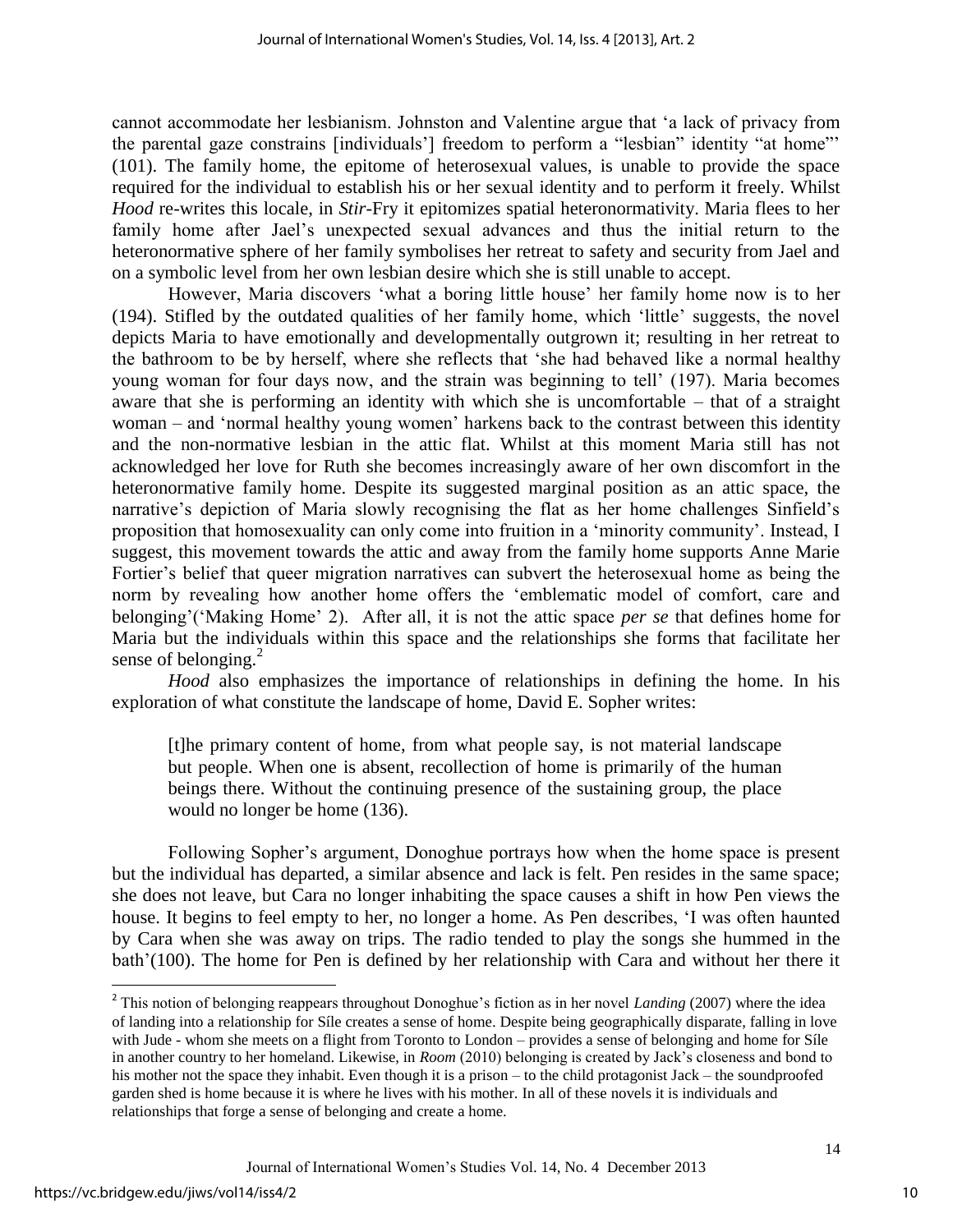cannot accommodate her lesbianism. Johnston and Valentine argue that 'a lack of privacy from the parental gaze constrains [individuals'] freedom to perform a "lesbian" identity "at home"' (101). The family home, the epitome of heterosexual values, is unable to provide the space required for the individual to establish his or her sexual identity and to perform it freely. Whilst *Hood* re-writes this locale, in *Stir*-Fry it epitomizes spatial heteronormativity. Maria flees to her family home after Jael's unexpected sexual advances and thus the initial return to the heteronormative sphere of her family symbolises her retreat to safety and security from Jael and on a symbolic level from her own lesbian desire which she is still unable to accept.

However, Maria discovers 'what a boring little house' her family home now is to her (194). Stifled by the outdated qualities of her family home, which 'little' suggests, the novel depicts Maria to have emotionally and developmentally outgrown it; resulting in her retreat to the bathroom to be by herself, where she reflects that 'she had behaved like a normal healthy young woman for four days now, and the strain was beginning to tell' (197). Maria becomes aware that she is performing an identity with which she is uncomfortable – that of a straight woman – and 'normal healthy young women' harkens back to the contrast between this identity and the non-normative lesbian in the attic flat. Whilst at this moment Maria still has not acknowledged her love for Ruth she becomes increasingly aware of her own discomfort in the heteronormative family home. Despite its suggested marginal position as an attic space, the narrative's depiction of Maria slowly recognising the flat as her home challenges Sinfield's proposition that homosexuality can only come into fruition in a 'minority community'. Instead, I suggest, this movement towards the attic and away from the family home supports Anne Marie Fortier's belief that queer migration narratives can subvert the heterosexual home as being the norm by revealing how another home offers the 'emblematic model of comfort, care and belonging'('Making Home' 2). After all, it is not the attic space *per se* that defines home for Maria but the individuals within this space and the relationships she forms that facilitate her sense of belonging.[2]

*Hood* also emphasizes the importance of relationships in defining the home. In his exploration of what constitute the landscape of home, David E. Sopher writes:

> [t]he primary content of home, from what people say, is not material landscape but people. When one is absent, recollection of home is primarily of the human beings there. Without the continuing presence of the sustaining group, the place would no longer be home (136).

Following Sopher's argument, Donoghue portrays how when the home space is present but the individual has departed, a similar absence and lack is felt. Pen resides in the same space; she does not leave, but Cara no longer inhabiting the space causes a shift in how Pen views the house. It begins to feel empty to her, no longer a home. As Pen describes, 'I was often haunted by Cara when she was away on trips. The radio tended to play the songs she hummed in the bath'(100). The home for Pen is defined by her relationship with Cara and without her there it

[2] This notion of belonging reappears throughout Donoghue's fiction as in her novel *Landing* (2007) where the idea of landing into a relationship for Síle creates a sense of home. Despite being geographically disparate, falling in love with Jude - whom she meets on a flight from Toronto to London – provides a sense of belonging and home for Síle in another country to her homeland. Likewise, in *Room* (2010) belonging is created by Jack's closeness and bond to his mother not the space they inhabit. Even though it is a prison – to the child protagonist Jack – the soundproofed garden shed is home because it is where he lives with his mother. In all of these novels it is individuals and relationships that forge a sense of belonging and create a home.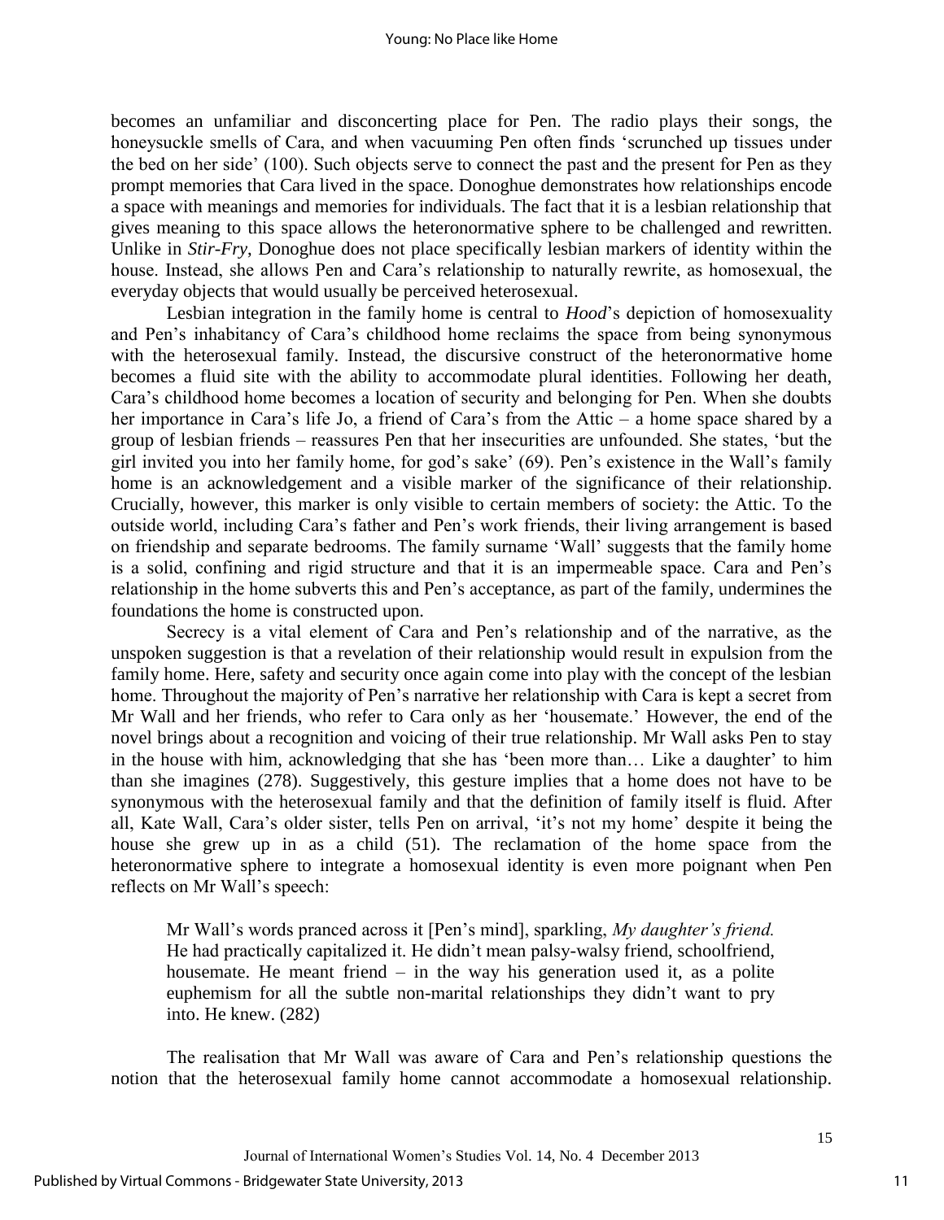becomes an unfamiliar and disconcerting place for Pen. The radio plays their songs, the honeysuckle smells of Cara, and when vacuuming Pen often finds 'scrunched up tissues under the bed on her side' (100). Such objects serve to connect the past and the present for Pen as they prompt memories that Cara lived in the space. Donoghue demonstrates how relationships encode a space with meanings and memories for individuals. The fact that it is a lesbian relationship that gives meaning to this space allows the heteronormative sphere to be challenged and rewritten. Unlike in *Stir-Fry*, Donoghue does not place specifically lesbian markers of identity within the house. Instead, she allows Pen and Cara's relationship to naturally rewrite, as homosexual, the everyday objects that would usually be perceived heterosexual.

Lesbian integration in the family home is central to *Hood*'s depiction of homosexuality and Pen's inhabitancy of Cara's childhood home reclaims the space from being synonymous with the heterosexual family. Instead, the discursive construct of the heteronormative home becomes a fluid site with the ability to accommodate plural identities. Following her death, Cara's childhood home becomes a location of security and belonging for Pen. When she doubts her importance in Cara's life Jo, a friend of Cara's from the Attic – a home space shared by a group of lesbian friends – reassures Pen that her insecurities are unfounded. She states, 'but the girl invited you into her family home, for god's sake' (69). Pen's existence in the Wall's family home is an acknowledgement and a visible marker of the significance of their relationship. Crucially, however, this marker is only visible to certain members of society: the Attic. To the outside world, including Cara's father and Pen's work friends, their living arrangement is based on friendship and separate bedrooms. The family surname 'Wall' suggests that the family home is a solid, confining and rigid structure and that it is an impermeable space. Cara and Pen's relationship in the home subverts this and Pen's acceptance, as part of the family, undermines the foundations the home is constructed upon.

Secrecy is a vital element of Cara and Pen's relationship and of the narrative, as the unspoken suggestion is that a revelation of their relationship would result in expulsion from the family home. Here, safety and security once again come into play with the concept of the lesbian home. Throughout the majority of Pen's narrative her relationship with Cara is kept a secret from Mr Wall and her friends, who refer to Cara only as her 'housemate.' However, the end of the novel brings about a recognition and voicing of their true relationship. Mr Wall asks Pen to stay in the house with him, acknowledging that she has 'been more than… Like a daughter' to him than she imagines (278). Suggestively, this gesture implies that a home does not have to be synonymous with the heterosexual family and that the definition of family itself is fluid. After all, Kate Wall, Cara's older sister, tells Pen on arrival, 'it's not my home' despite it being the house she grew up in as a child (51). The reclamation of the home space from the heteronormative sphere to integrate a homosexual identity is even more poignant when Pen reflects on Mr Wall's speech:

> Mr Wall's words pranced across it [Pen's mind], sparkling, *My daughter's friend.* He had practically capitalized it. He didn't mean palsy-walsy friend, schoolfriend, housemate. He meant friend – in the way his generation used it, as a polite euphemism for all the subtle non-marital relationships they didn't want to pry into. He knew. (282)

The realisation that Mr Wall was aware of Cara and Pen's relationship questions the notion that the heterosexual family home cannot accommodate a homosexual relationship.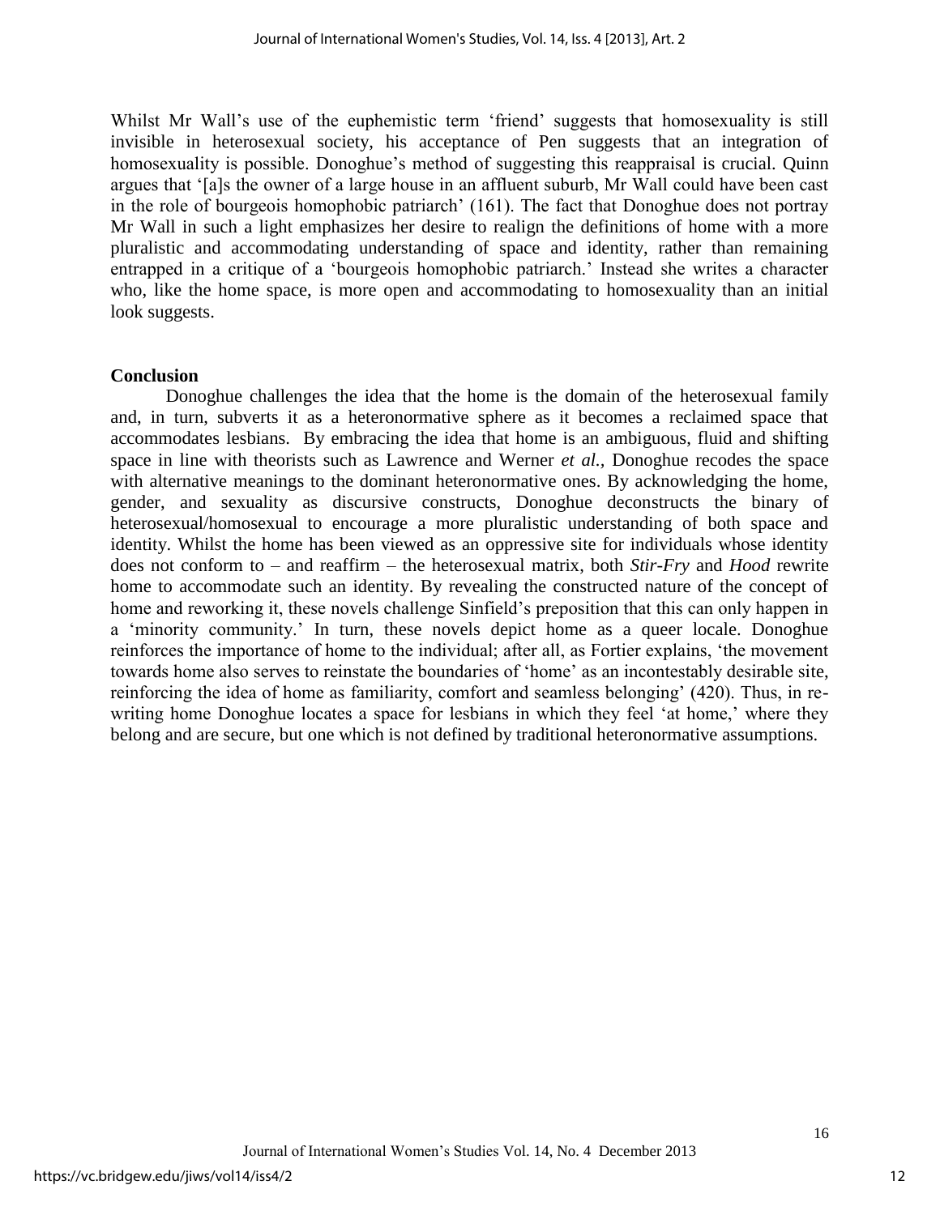Whilst Mr Wall's use of the euphemistic term 'friend' suggests that homosexuality is still invisible in heterosexual society, his acceptance of Pen suggests that an integration of homosexuality is possible. Donoghue's method of suggesting this reappraisal is crucial. Quinn argues that '[a]s the owner of a large house in an affluent suburb, Mr Wall could have been cast in the role of bourgeois homophobic patriarch' (161). The fact that Donoghue does not portray Mr Wall in such a light emphasizes her desire to realign the definitions of home with a more pluralistic and accommodating understanding of space and identity, rather than remaining entrapped in a critique of a 'bourgeois homophobic patriarch.' Instead she writes a character who, like the home space, is more open and accommodating to homosexuality than an initial look suggests.

## Conclusion

Donoghue challenges the idea that the home is the domain of the heterosexual family and, in turn, subverts it as a heteronormative sphere as it becomes a reclaimed space that accommodates lesbians. By embracing the idea that home is an ambiguous, fluid and shifting space in line with theorists such as Lawrence and Werner *et al.*, Donoghue recodes the space with alternative meanings to the dominant heteronormative ones. By acknowledging the home, gender, and sexuality as discursive constructs, Donoghue deconstructs the binary of heterosexual/homosexual to encourage a more pluralistic understanding of both space and identity. Whilst the home has been viewed as an oppressive site for individuals whose identity does not conform to – and reaffirm – the heterosexual matrix, both *Stir-Fry* and *Hood* rewrite home to accommodate such an identity. By revealing the constructed nature of the concept of home and reworking it, these novels challenge Sinfield's preposition that this can only happen in a 'minority community.' In turn, these novels depict home as a queer locale. Donoghue reinforces the importance of home to the individual; after all, as Fortier explains, 'the movement towards home also serves to reinstate the boundaries of 'home' as an incontestably desirable site, reinforcing the idea of home as familiarity, comfort and seamless belonging' (420). Thus, in re-writing home Donoghue locates a space for lesbians in which they feel 'at home,' where they belong and are secure, but one which is not defined by traditional heteronormative assumptions.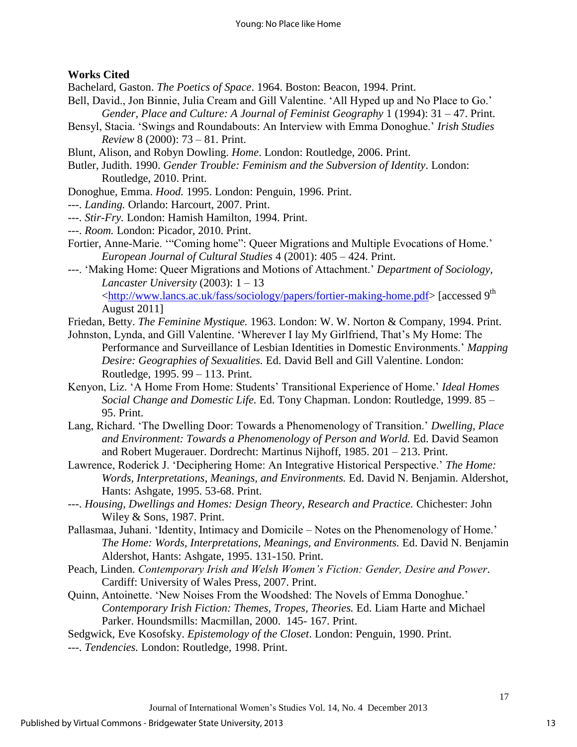**Works Cited**

Bachelard, Gaston. *The Poetics of Space*. 1964. Boston: Beacon, 1994. Print.

Bell, David., Jon Binnie, Julia Cream and Gill Valentine. 'All Hyped up and No Place to Go.' *Gender, Place and Culture: A Journal of Feminist Geography* 1 (1994): 31 – 47. Print.

Bensyl, Stacia. 'Swings and Roundabouts: An Interview with Emma Donoghue.' *Irish Studies Review* 8 (2000): 73 – 81. Print.

Blunt, Alison, and Robyn Dowling. *Home*. London: Routledge, 2006. Print.

Butler, Judith. 1990. *Gender Trouble: Feminism and the Subversion of Identity*. London: Routledge, 2010. Print.

Donoghue, Emma. *Hood.* 1995. London: Penguin, 1996. Print.

---. *Landing.* Orlando: Harcourt, 2007. Print.

---. *Stir-Fry.* London: Hamish Hamilton, 1994. Print.

---. *Room.* London: Picador, 2010. Print.

Fortier, Anne-Marie. '"Coming home": Queer Migrations and Multiple Evocations of Home.' *European Journal of Cultural Studies* 4 (2001): 405 – 424. Print.

---. 'Making Home: Queer Migrations and Motions of Attachment.' *Department of Sociology, Lancaster University* (2003): 1 – 13 <http://www.lancs.ac.uk/fass/sociology/papers/fortier-making-home.pdf> [accessed 9th August 2011]

Friedan, Betty. *The Feminine Mystique.* 1963. London: W. W. Norton & Company, 1994. Print.

Johnston, Lynda, and Gill Valentine. 'Wherever I lay My Girlfriend, That's My Home: The Performance and Surveillance of Lesbian Identities in Domestic Environments.' *Mapping Desire: Geographies of Sexualities.* Ed. David Bell and Gill Valentine. London: Routledge, 1995. 99 – 113. Print.

Kenyon, Liz. 'A Home From Home: Students' Transitional Experience of Home.' *Ideal Homes Social Change and Domestic Life.* Ed. Tony Chapman. London: Routledge, 1999. 85 – 95. Print.

Lang, Richard. 'The Dwelling Door: Towards a Phenomenology of Transition.' *Dwelling, Place and Environment: Towards a Phenomenology of Person and World.* Ed. David Seamon and Robert Mugerauer. Dordrecht: Martinus Nijhoff, 1985. 201 – 213. Print.

Lawrence, Roderick J. 'Deciphering Home: An Integrative Historical Perspective.' *The Home: Words, Interpretations, Meanings, and Environments.* Ed. David N. Benjamin. Aldershot, Hants: Ashgate, 1995. 53-68. Print.

---. *Housing, Dwellings and Homes: Design Theory, Research and Practice.* Chichester: John Wiley & Sons, 1987. Print.

Pallasmaa, Juhani. 'Identity, Intimacy and Domicile – Notes on the Phenomenology of Home.' *The Home: Words, Interpretations, Meanings, and Environments.* Ed. David N. Benjamin Aldershot, Hants: Ashgate, 1995. 131-150. Print.

Peach, Linden. *Contemporary Irish and Welsh Women's Fiction: Gender, Desire and Power.* Cardiff: University of Wales Press, 2007. Print.

Quinn, Antoinette. 'New Noises From the Woodshed: The Novels of Emma Donoghue.' *Contemporary Irish Fiction: Themes, Tropes, Theories.* Ed. Liam Harte and Michael Parker. Houndsmills: Macmillan, 2000. 145- 167. Print.

Sedgwick, Eve Kosofsky. *Epistemology of the Closet*. London: Penguin, 1990. Print.

---. *Tendencies.* London: Routledge, 1998. Print.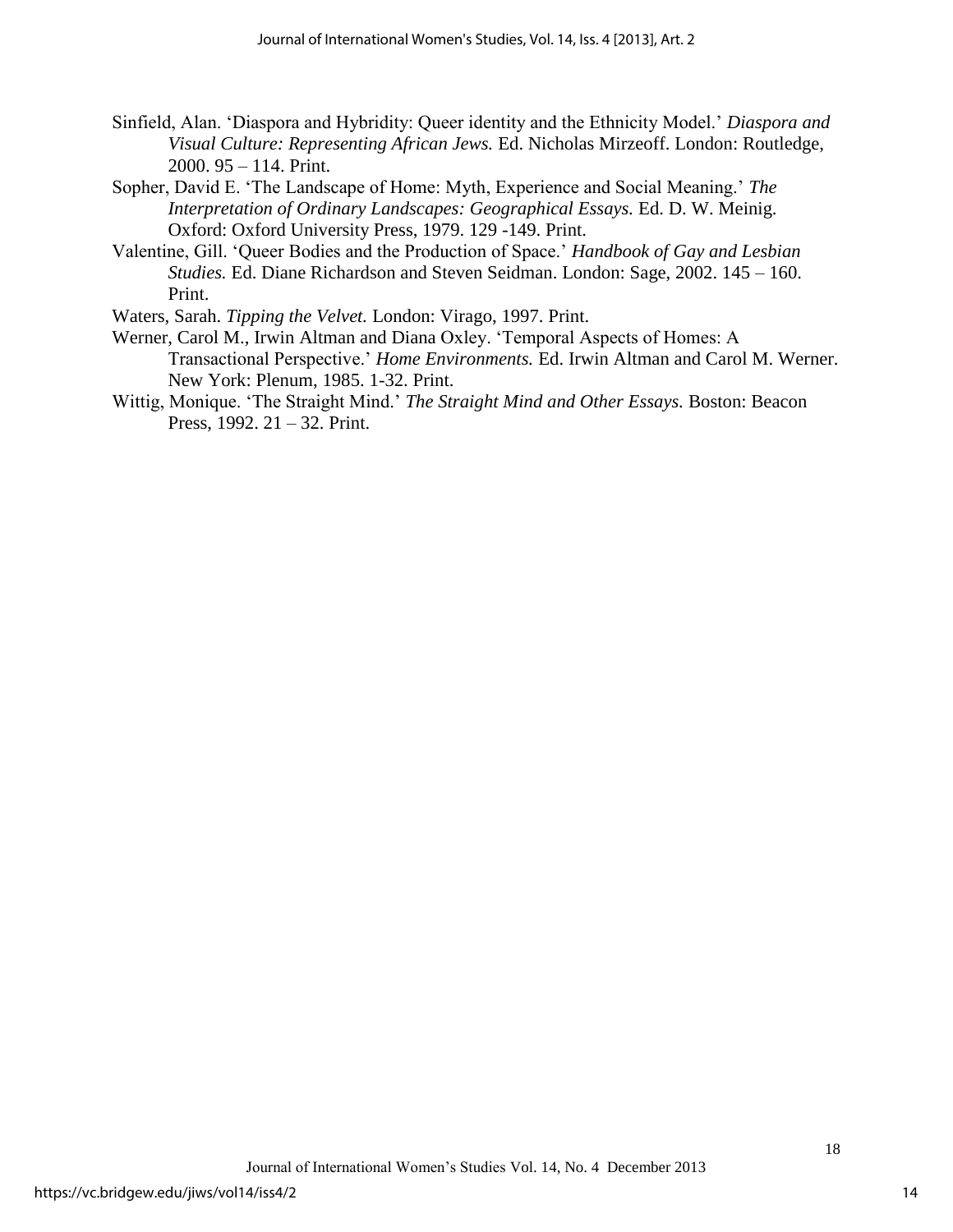Sinfield, Alan. 'Diaspora and Hybridity: Queer identity and the Ethnicity Model.' *Diaspora and Visual Culture: Representing African Jews.* Ed. Nicholas Mirzeoff. London: Routledge, 2000. 95 – 114. Print.

Sopher, David E. 'The Landscape of Home: Myth, Experience and Social Meaning.' *The Interpretation of Ordinary Landscapes: Geographical Essays.* Ed. D. W. Meinig. Oxford: Oxford University Press, 1979. 129 -149. Print.

Valentine, Gill. 'Queer Bodies and the Production of Space.' *Handbook of Gay and Lesbian Studies.* Ed. Diane Richardson and Steven Seidman. London: Sage, 2002. 145 – 160. Print.

Waters, Sarah. *Tipping the Velvet.* London: Virago, 1997. Print.

Werner, Carol M., Irwin Altman and Diana Oxley. 'Temporal Aspects of Homes: A Transactional Perspective.' *Home Environments.* Ed. Irwin Altman and Carol M. Werner. New York: Plenum, 1985. 1-32. Print.

Wittig, Monique. 'The Straight Mind.' *The Straight Mind and Other Essays.* Boston: Beacon Press, 1992. 21 – 32. Print.